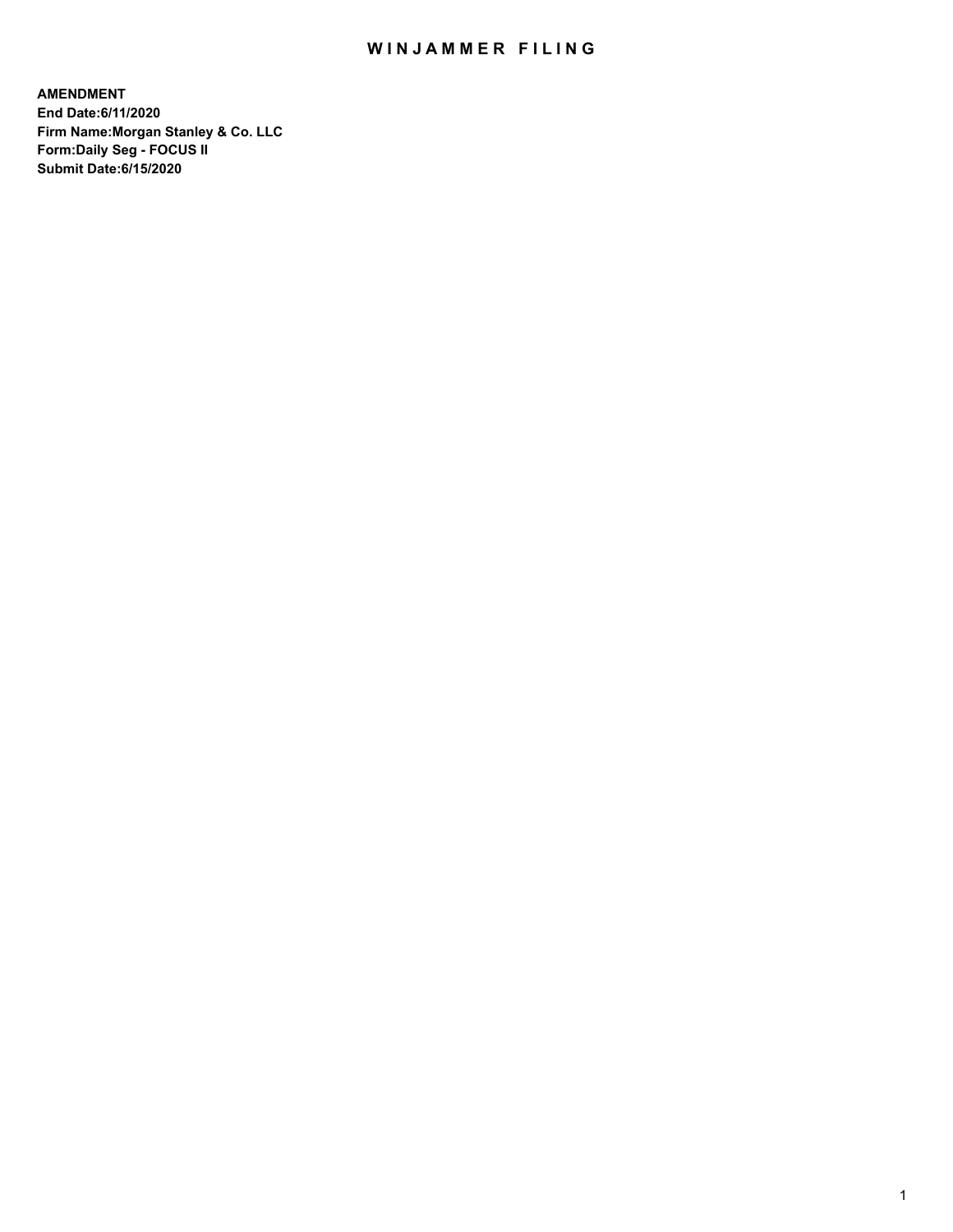# WINJAMMER FILING

**AMENDMENT**
**End Date:6/11/2020**
**Firm Name:Morgan Stanley & Co. LLC**
**Form:Daily Seg - FOCUS II**
**Submit Date:6/15/2020**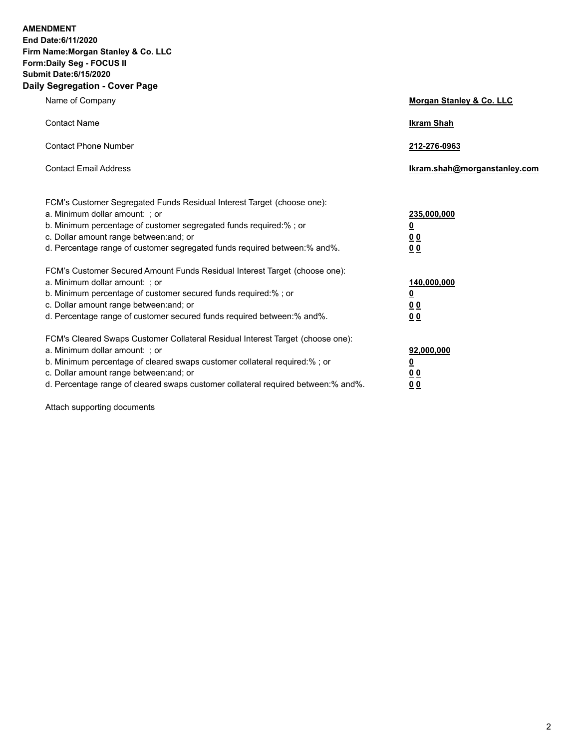**AMENDMENT**
**End Date:6/11/2020**
**Firm Name:Morgan Stanley & Co. LLC**
**Form:Daily Seg - FOCUS II**
**Submit Date:6/15/2020**

## Daily Segregation - Cover Page

| | |
|---|---|
| Name of Company | **Morgan Stanley & Co. LLC** |
| Contact Name | **Ikram Shah** |
| Contact Phone Number | **212-276-0963** |
| Contact Email Address | **Ikram.shah@morganstanley.com** |

| | |
|---|---|
| FCM's Customer Segregated Funds Residual Interest Target (choose one): | |
| a. Minimum dollar amount: ; or | **235,000,000** |
| b. Minimum percentage of customer segregated funds required:% ; or | **0** |
| c. Dollar amount range between:and; or | **0 0** |
| d. Percentage range of customer segregated funds required between:% and%. | **0 0** |
| FCM's Customer Secured Amount Funds Residual Interest Target (choose one): | |
| a. Minimum dollar amount: ; or | **140,000,000** |
| b. Minimum percentage of customer secured funds required:% ; or | **0** |
| c. Dollar amount range between:and; or | **0 0** |
| d. Percentage range of customer secured funds required between:% and%. | **0 0** |
| FCM's Cleared Swaps Customer Collateral Residual Interest Target (choose one): | |
| a. Minimum dollar amount: ; or | **92,000,000** |
| b. Minimum percentage of cleared swaps customer collateral required:% ; or | **0** |
| c. Dollar amount range between:and; or | **0 0** |
| d. Percentage range of cleared swaps customer collateral required between:% and%. | **0 0** |

Attach supporting documents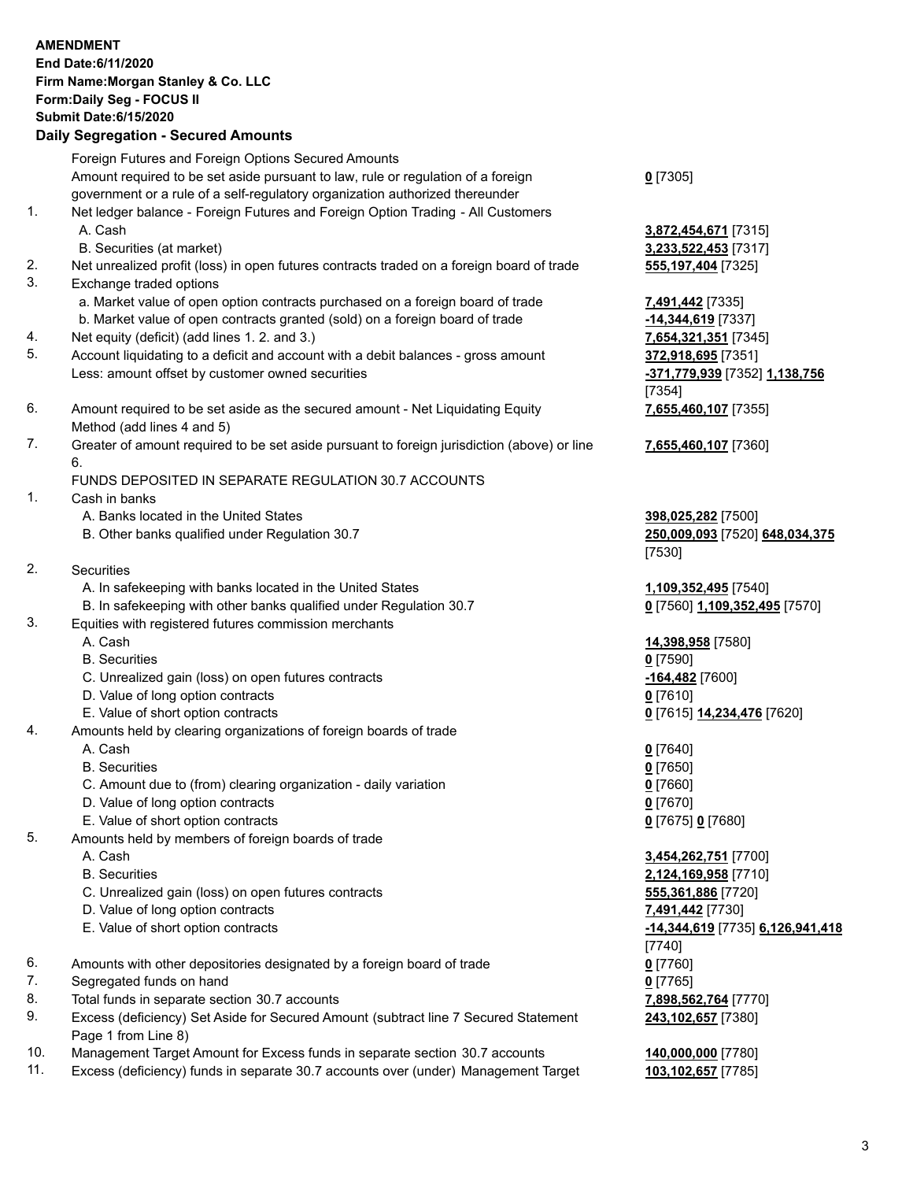**AMENDMENT**
**End Date:6/11/2020**
**Firm Name:Morgan Stanley & Co. LLC**
**Form:Daily Seg - FOCUS II**
**Submit Date:6/15/2020**

## Daily Segregation - Secured Amounts

| | | |
|---|---|---|
| | Foreign Futures and Foreign Options Secured Amounts | |
| | Amount required to be set aside pursuant to law, rule or regulation of a foreign government or a rule of a self-regulatory organization authorized thereunder | **0** [7305] |
| 1. | Net ledger balance - Foreign Futures and Foreign Option Trading - All Customers | |
| | A. Cash | **3,872,454,671** [7315] |
| | B. Securities (at market) | **3,233,522,453** [7317] |
| 2. | Net unrealized profit (loss) in open futures contracts traded on a foreign board of trade | **555,197,404** [7325] |
| 3. | Exchange traded options | |
| | a. Market value of open option contracts purchased on a foreign board of trade | **7,491,442** [7335] |
| | b. Market value of open contracts granted (sold) on a foreign board of trade | **-14,344,619** [7337] |
| 4. | Net equity (deficit) (add lines 1. 2. and 3.) | **7,654,321,351** [7345] |
| 5. | Account liquidating to a deficit and account with a debit balances - gross amount | **372,918,695** [7351] |
| | Less: amount offset by customer owned securities | **-371,779,939** [7352] **1,138,756** [7354] |
| 6. | Amount required to be set aside as the secured amount - Net Liquidating Equity Method (add lines 4 and 5) | **7,655,460,107** [7355] |
| 7. | Greater of amount required to be set aside pursuant to foreign jurisdiction (above) or line 6. | **7,655,460,107** [7360] |
| | FUNDS DEPOSITED IN SEPARATE REGULATION 30.7 ACCOUNTS | |
| 1. | Cash in banks | |
| | A. Banks located in the United States | **398,025,282** [7500] |
| | B. Other banks qualified under Regulation 30.7 | **250,009,093** [7520] **648,034,375** [7530] |
| 2. | Securities | |
| | A. In safekeeping with banks located in the United States | **1,109,352,495** [7540] |
| | B. In safekeeping with other banks qualified under Regulation 30.7 | **0** [7560] **1,109,352,495** [7570] |
| 3. | Equities with registered futures commission merchants | |
| | A. Cash | **14,398,958** [7580] |
| | B. Securities | **0** [7590] |
| | C. Unrealized gain (loss) on open futures contracts | **-164,482** [7600] |
| | D. Value of long option contracts | **0** [7610] |
| | E. Value of short option contracts | **0** [7615] **14,234,476** [7620] |
| 4. | Amounts held by clearing organizations of foreign boards of trade | |
| | A. Cash | **0** [7640] |
| | B. Securities | **0** [7650] |
| | C. Amount due to (from) clearing organization - daily variation | **0** [7660] |
| | D. Value of long option contracts | **0** [7670] |
| | E. Value of short option contracts | **0** [7675] **0** [7680] |
| 5. | Amounts held by members of foreign boards of trade | |
| | A. Cash | **3,454,262,751** [7700] |
| | B. Securities | **2,124,169,958** [7710] |
| | C. Unrealized gain (loss) on open futures contracts | **555,361,886** [7720] |
| | D. Value of long option contracts | **7,491,442** [7730] |
| | E. Value of short option contracts | **-14,344,619** [7735] **6,126,941,418** [7740] |
| 6. | Amounts with other depositories designated by a foreign board of trade | **0** [7760] |
| 7. | Segregated funds on hand | **0** [7765] |
| 8. | Total funds in separate section 30.7 accounts | **7,898,562,764** [7770] |
| 9. | Excess (deficiency) Set Aside for Secured Amount (subtract line 7 Secured Statement Page 1 from Line 8) | **243,102,657** [7380] |
| 10. | Management Target Amount for Excess funds in separate section 30.7 accounts | **140,000,000** [7780] |
| 11. | Excess (deficiency) funds in separate 30.7 accounts over (under) Management Target | **103,102,657** [7785] |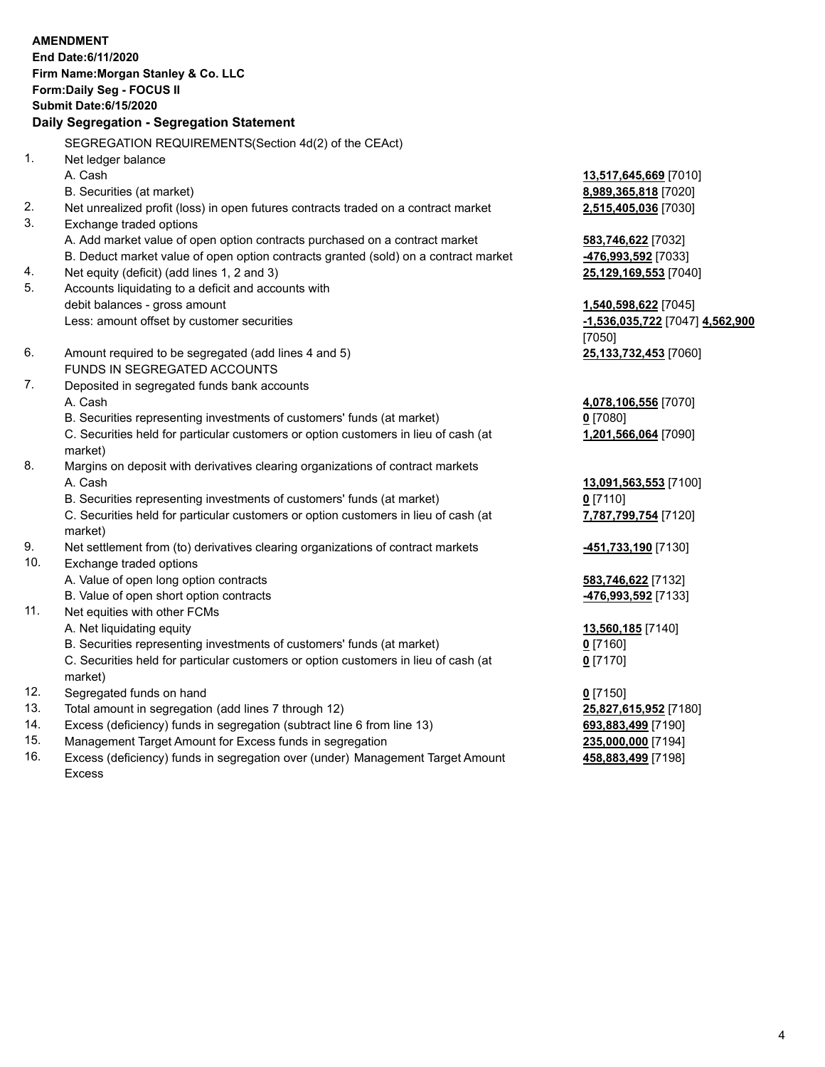**AMENDMENT**
**End Date:6/11/2020**
**Firm Name:Morgan Stanley & Co. LLC**
**Form:Daily Seg - FOCUS II**
**Submit Date:6/15/2020**

## Daily Segregation - Segregation Statement

SEGREGATION REQUIREMENTS(Section 4d(2) of the CEAct)

| | | |
|---|---|---|
| 1. | Net ledger balance | |
| | A. Cash | **13,517,645,669** [7010] |
| | B. Securities (at market) | **8,989,365,818** [7020] |
| 2. | Net unrealized profit (loss) in open futures contracts traded on a contract market | **2,515,405,036** [7030] |
| 3. | Exchange traded options | |
| | A. Add market value of open option contracts purchased on a contract market | **583,746,622** [7032] |
| | B. Deduct market value of open option contracts granted (sold) on a contract market | **-476,993,592** [7033] |
| 4. | Net equity (deficit) (add lines 1, 2 and 3) | **25,129,169,553** [7040] |
| 5. | Accounts liquidating to a deficit and accounts with | |
| | debit balances - gross amount | **1,540,598,622** [7045] |
| | Less: amount offset by customer securities | **-1,536,035,722** [7047] **4,562,900** [7050] |
| 6. | Amount required to be segregated (add lines 4 and 5) | **25,133,732,453** [7060] |
| | FUNDS IN SEGREGATED ACCOUNTS | |
| 7. | Deposited in segregated funds bank accounts | |
| | A. Cash | **4,078,106,556** [7070] |
| | B. Securities representing investments of customers' funds (at market) | **0** [7080] |
| | C. Securities held for particular customers or option customers in lieu of cash (at market) | **1,201,566,064** [7090] |
| 8. | Margins on deposit with derivatives clearing organizations of contract markets | |
| | A. Cash | **13,091,563,553** [7100] |
| | B. Securities representing investments of customers' funds (at market) | **0** [7110] |
| | C. Securities held for particular customers or option customers in lieu of cash (at market) | **7,787,799,754** [7120] |
| 9. | Net settlement from (to) derivatives clearing organizations of contract markets | **-451,733,190** [7130] |
| 10. | Exchange traded options | |
| | A. Value of open long option contracts | **583,746,622** [7132] |
| | B. Value of open short option contracts | **-476,993,592** [7133] |
| 11. | Net equities with other FCMs | |
| | A. Net liquidating equity | **13,560,185** [7140] |
| | B. Securities representing investments of customers' funds (at market) | **0** [7160] |
| | C. Securities held for particular customers or option customers in lieu of cash (at market) | **0** [7170] |
| 12. | Segregated funds on hand | **0** [7150] |
| 13. | Total amount in segregation (add lines 7 through 12) | **25,827,615,952** [7180] |
| 14. | Excess (deficiency) funds in segregation (subtract line 6 from line 13) | **693,883,499** [7190] |
| 15. | Management Target Amount for Excess funds in segregation | **235,000,000** [7194] |
| 16. | Excess (deficiency) funds in segregation over (under) Management Target Amount Excess | **458,883,499** [7198] |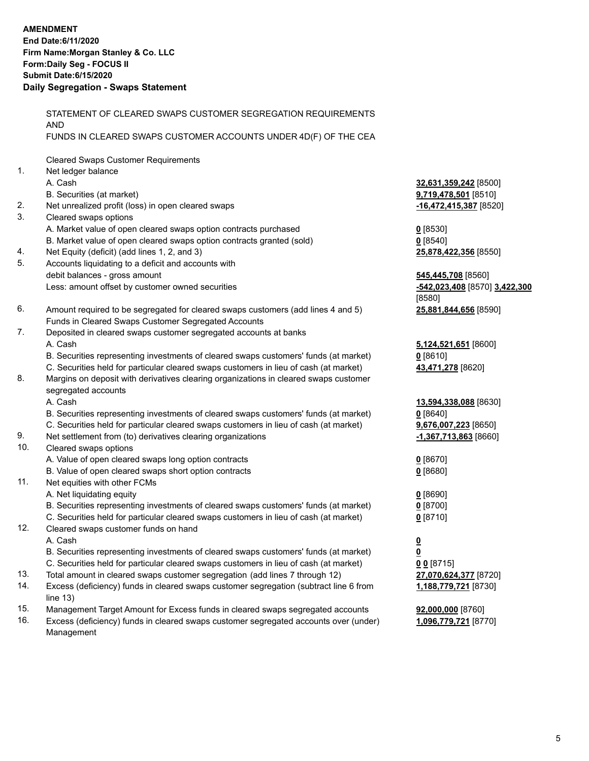**AMENDMENT**
**End Date:6/11/2020**
**Firm Name:Morgan Stanley & Co. LLC**
**Form:Daily Seg - FOCUS II**
**Submit Date:6/15/2020**
**Daily Segregation - Swaps Statement**

STATEMENT OF CLEARED SWAPS CUSTOMER SEGREGATION REQUIREMENTS AND FUNDS IN CLEARED SWAPS CUSTOMER ACCOUNTS UNDER 4D(F) OF THE CEA

| | | |
|---|---|---|
| | Cleared Swaps Customer Requirements | |
| 1. | Net ledger balance | |
| | A. Cash | **32,631,359,242** [8500] |
| | B. Securities (at market) | **9,719,478,501** [8510] |
| 2. | Net unrealized profit (loss) in open cleared swaps | **-16,472,415,387** [8520] |
| 3. | Cleared swaps options | |
| | A. Market value of open cleared swaps option contracts purchased | **0** [8530] |
| | B. Market value of open cleared swaps option contracts granted (sold) | **0** [8540] |
| 4. | Net Equity (deficit) (add lines 1, 2, and 3) | **25,878,422,356** [8550] |
| 5. | Accounts liquidating to a deficit and accounts with debit balances - gross amount | **545,445,708** [8560] |
| | Less: amount offset by customer owned securities | **-542,023,408** [8570] **3,422,300** [8580] |
| 6. | Amount required to be segregated for cleared swaps customers (add lines 4 and 5) | **25,881,844,656** [8590] |
| | Funds in Cleared Swaps Customer Segregated Accounts | |
| 7. | Deposited in cleared swaps customer segregated accounts at banks | |
| | A. Cash | **5,124,521,651** [8600] |
| | B. Securities representing investments of cleared swaps customers' funds (at market) | **0** [8610] |
| | C. Securities held for particular cleared swaps customers in lieu of cash (at market) | **43,471,278** [8620] |
| 8. | Margins on deposit with derivatives clearing organizations in cleared swaps customer segregated accounts | |
| | A. Cash | **13,594,338,088** [8630] |
| | B. Securities representing investments of cleared swaps customers' funds (at market) | **0** [8640] |
| | C. Securities held for particular cleared swaps customers in lieu of cash (at market) | **9,676,007,223** [8650] |
| 9. | Net settlement from (to) derivatives clearing organizations | **-1,367,713,863** [8660] |
| 10. | Cleared swaps options | |
| | A. Value of open cleared swaps long option contracts | **0** [8670] |
| | B. Value of open cleared swaps short option contracts | **0** [8680] |
| 11. | Net equities with other FCMs | |
| | A. Net liquidating equity | **0** [8690] |
| | B. Securities representing investments of cleared swaps customers' funds (at market) | **0** [8700] |
| | C. Securities held for particular cleared swaps customers in lieu of cash (at market) | **0** [8710] |
| 12. | Cleared swaps customer funds on hand | |
| | A. Cash | **0** |
| | B. Securities representing investments of cleared swaps customers' funds (at market) | **0** |
| | C. Securities held for particular cleared swaps customers in lieu of cash (at market) | **0** **0** [8715] |
| 13. | Total amount in cleared swaps customer segregation (add lines 7 through 12) | **27,070,624,377** [8720] |
| 14. | Excess (deficiency) funds in cleared swaps customer segregation (subtract line 6 from line 13) | **1,188,779,721** [8730] |
| 15. | Management Target Amount for Excess funds in cleared swaps segregated accounts | **92,000,000** [8760] |
| 16. | Excess (deficiency) funds in cleared swaps customer segregated accounts over (under) Management | **1,096,779,721** [8770] |